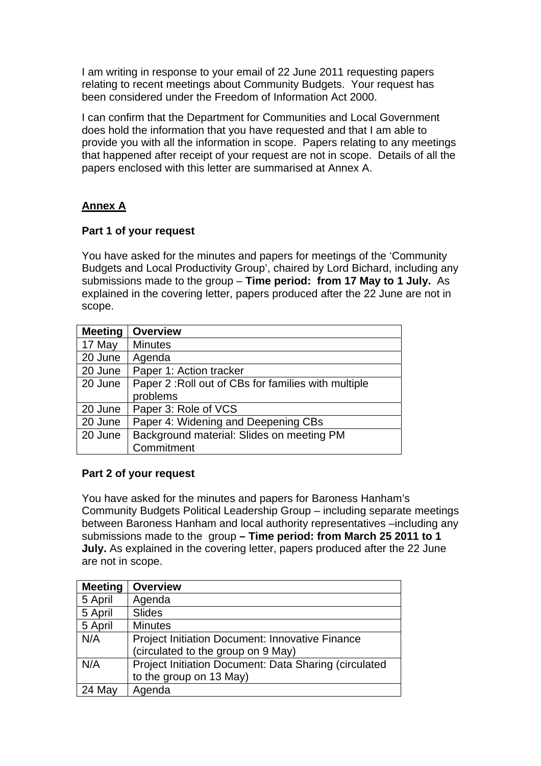I am writing in response to your email of 22 June 2011 requesting papers relating to recent meetings about Community Budgets. Your request has been considered under the Freedom of Information Act 2000.

I can confirm that the Department for Communities and Local Government does hold the information that you have requested and that I am able to provide you with all the information in scope. Papers relating to any meetings that happened after receipt of your request are not in scope. Details of all the papers enclosed with this letter are summarised at Annex A.

**<u>Annex A</u>**

**Part 1 of your request**

You have asked for the minutes and papers for meetings of the 'Community Budgets and Local Productivity Group', chaired by Lord Bichard, including any submissions made to the group – **Time period: from 17 May to 1 July.** As explained in the covering letter, papers produced after the 22 June are not in scope.

| Meeting | Overview |
|---|---|
| 17 May | Minutes |
| 20 June | Agenda |
| 20 June | Paper 1: Action tracker |
| 20 June | Paper 2 :Roll out of CBs for families with multiple problems |
| 20 June | Paper 3: Role of VCS |
| 20 June | Paper 4: Widening and Deepening CBs |
| 20 June | Background material: Slides on meeting PM Commitment |

**Part 2 of your request**

You have asked for the minutes and papers for Baroness Hanham's Community Budgets Political Leadership Group – including separate meetings between Baroness Hanham and local authority representatives –including any submissions made to the group **– Time period: from March 25 2011 to 1 July.** As explained in the covering letter, papers produced after the 22 June are not in scope.

| Meeting | Overview |
|---|---|
| 5 April | Agenda |
| 5 April | Slides |
| 5 April | Minutes |
| N/A | Project Initiation Document: Innovative Finance (circulated to the group on 9 May) |
| N/A | Project Initiation Document: Data Sharing (circulated to the group on 13 May) |
| 24 May | Agenda |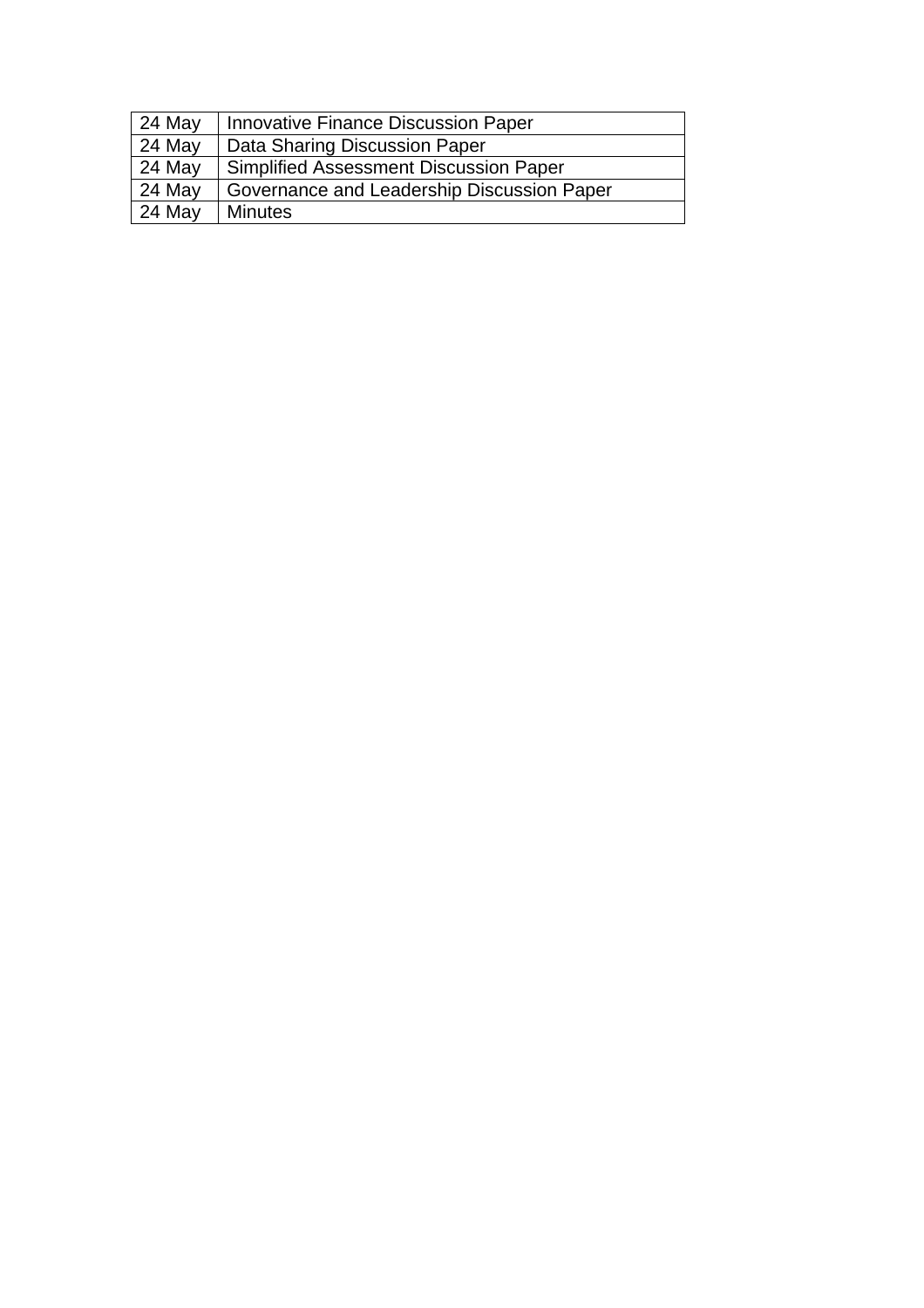| | |
|---|---|
| 24 May | Innovative Finance Discussion Paper |
| 24 May | Data Sharing Discussion Paper |
| 24 May | Simplified Assessment Discussion Paper |
| 24 May | Governance and Leadership Discussion Paper |
| 24 May | Minutes |